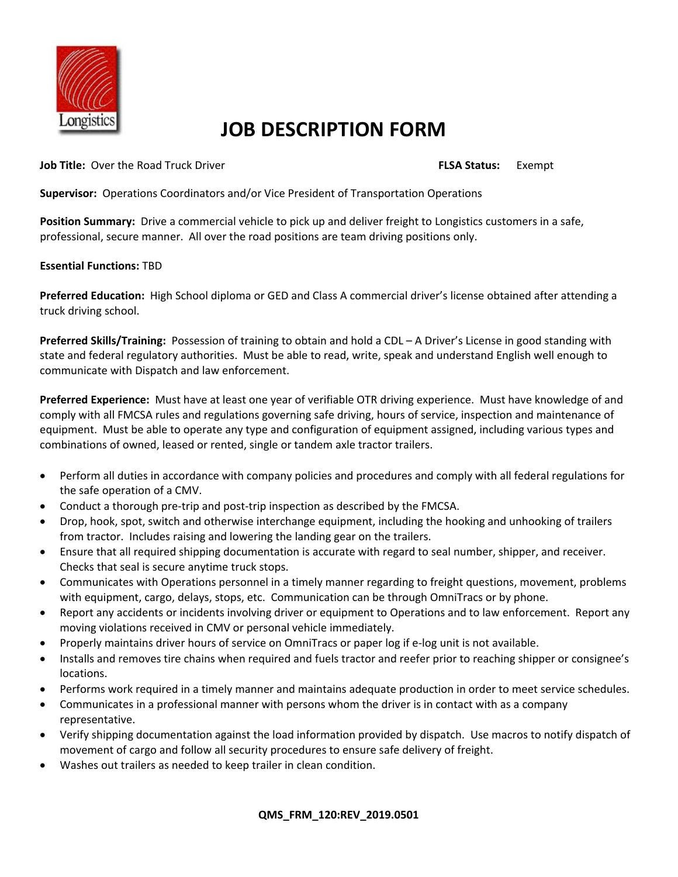# JOB DESCRIPTION FORM

**Job Title:** Over the Road Truck Driver **FLSA Status:** Exempt

**Supervisor:** Operations Coordinators and/or Vice President of Transportation Operations

**Position Summary:** Drive a commercial vehicle to pick up and deliver freight to Longistics customers in a safe, professional, secure manner. All over the road positions are team driving positions only.

**Essential Functions:** TBD

**Preferred Education:** High School diploma or GED and Class A commercial driver's license obtained after attending a truck driving school.

**Preferred Skills/Training:** Possession of training to obtain and hold a CDL – A Driver's License in good standing with state and federal regulatory authorities. Must be able to read, write, speak and understand English well enough to communicate with Dispatch and law enforcement.

**Preferred Experience:** Must have at least one year of verifiable OTR driving experience. Must have knowledge of and comply with all FMCSA rules and regulations governing safe driving, hours of service, inspection and maintenance of equipment. Must be able to operate any type and configuration of equipment assigned, including various types and combinations of owned, leased or rented, single or tandem axle tractor trailers.

- Perform all duties in accordance with company policies and procedures and comply with all federal regulations for the safe operation of a CMV.
- Conduct a thorough pre-trip and post-trip inspection as described by the FMCSA.
- Drop, hook, spot, switch and otherwise interchange equipment, including the hooking and unhooking of trailers from tractor. Includes raising and lowering the landing gear on the trailers.
- Ensure that all required shipping documentation is accurate with regard to seal number, shipper, and receiver. Checks that seal is secure anytime truck stops.
- Communicates with Operations personnel in a timely manner regarding to freight questions, movement, problems with equipment, cargo, delays, stops, etc. Communication can be through OmniTracs or by phone.
- Report any accidents or incidents involving driver or equipment to Operations and to law enforcement. Report any moving violations received in CMV or personal vehicle immediately.
- Properly maintains driver hours of service on OmniTracs or paper log if e-log unit is not available.
- Installs and removes tire chains when required and fuels tractor and reefer prior to reaching shipper or consignee's locations.
- Performs work required in a timely manner and maintains adequate production in order to meet service schedules.
- Communicates in a professional manner with persons whom the driver is in contact with as a company representative.
- Verify shipping documentation against the load information provided by dispatch. Use macros to notify dispatch of movement of cargo and follow all security procedures to ensure safe delivery of freight.
- Washes out trailers as needed to keep trailer in clean condition.

**QMS_FRM_120:REV_2019.0501**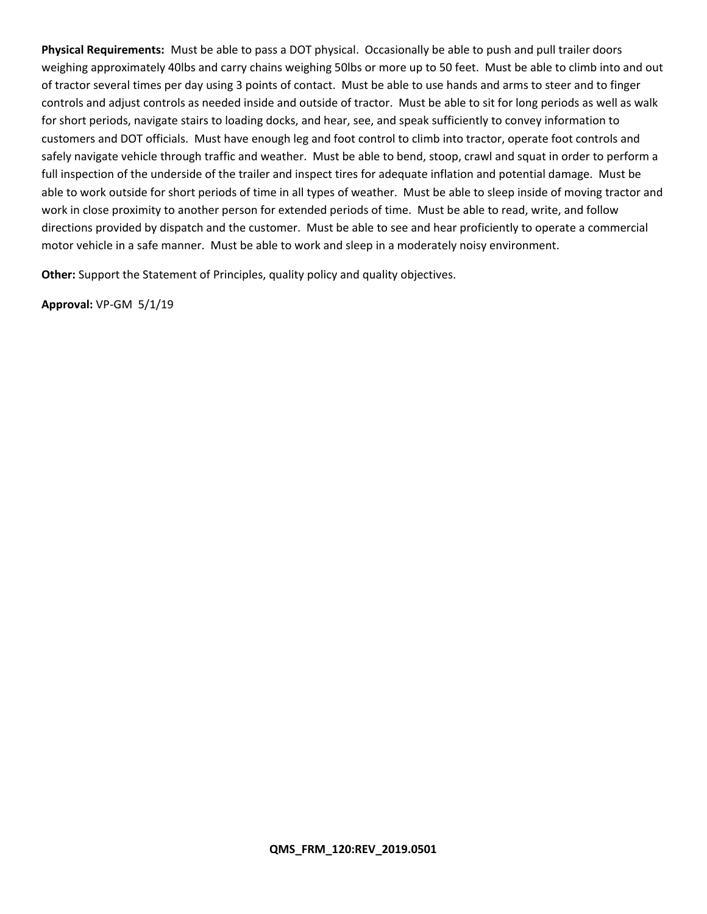**Physical Requirements:** Must be able to pass a DOT physical. Occasionally be able to push and pull trailer doors weighing approximately 40lbs and carry chains weighing 50lbs or more up to 50 feet. Must be able to climb into and out of tractor several times per day using 3 points of contact. Must be able to use hands and arms to steer and to finger controls and adjust controls as needed inside and outside of tractor. Must be able to sit for long periods as well as walk for short periods, navigate stairs to loading docks, and hear, see, and speak sufficiently to convey information to customers and DOT officials. Must have enough leg and foot control to climb into tractor, operate foot controls and safely navigate vehicle through traffic and weather. Must be able to bend, stoop, crawl and squat in order to perform a full inspection of the underside of the trailer and inspect tires for adequate inflation and potential damage. Must be able to work outside for short periods of time in all types of weather. Must be able to sleep inside of moving tractor and work in close proximity to another person for extended periods of time. Must be able to read, write, and follow directions provided by dispatch and the customer. Must be able to see and hear proficiently to operate a commercial motor vehicle in a safe manner. Must be able to work and sleep in a moderately noisy environment.

**Other:** Support the Statement of Principles, quality policy and quality objectives.

**Approval:** VP-GM 5/1/19

**QMS_FRM_120:REV_2019.0501**